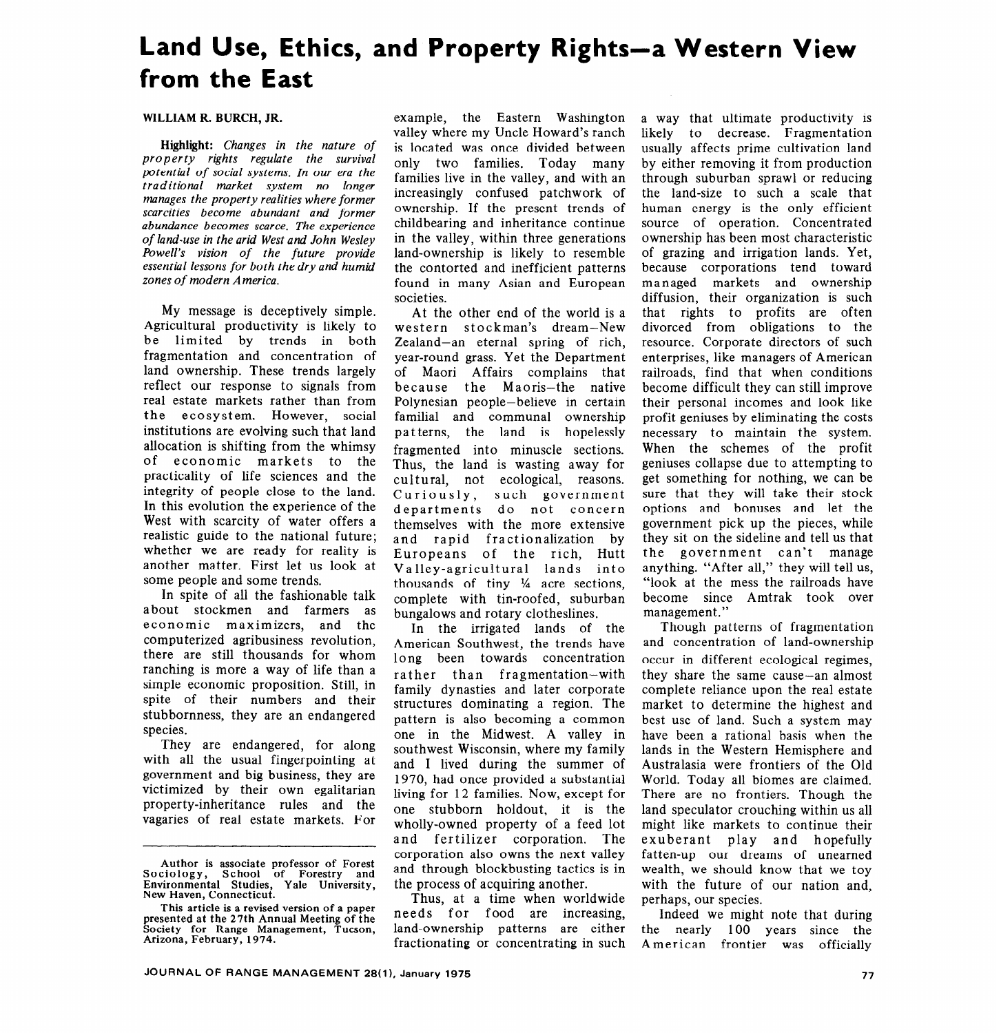# Land Use, Ethics, and Property Rights—a Western View from the East

**WILLIAM R. BURCH, JR.**

**Highlight:** *Changes in the nature of property rights regulate the survival potential of social systems. In our era the traditional market system no longer manages the property realities where former scarcities become abundant and former abundance becomes scarce. The experience of land-use in the arid West and John Wesley Powell's vision of the future provide essential lessons for both the dry and humid zones of modern America.*

My message is deceptively simple. Agricultural productivity is likely to be limited by trends in both fragmentation and concentration of land ownership. These trends largely reflect our response to signals from real estate markets rather than from the ecosystem. However, social institutions are evolving such that land allocation is shifting from the whimsy of economic markets to the practicality of life sciences and the integrity of people close to the land. In this evolution the experience of the West with scarcity of water offers a realistic guide to the national future; whether we are ready for reality is another matter. First let us look at some people and some trends.

In spite of all the fashionable talk about stockmen and farmers as economic maximizers, and the computerized agribusiness revolution, there are still thousands for whom ranching is more a way of life than a simple economic proposition. Still, in spite of their numbers and their stubbornness, they are an endangered species.

They are endangered, for along with all the usual fingerpointing at government and big business, they are victimized by their own egalitarian property-inheritance rules and the vagaries of real estate markets. For example, the Eastern Washington valley where my Uncle Howard's ranch is located was once divided between only two families. Today many families live in the valley, and with an increasingly confused patchwork of ownership. If the present trends of childbearing and inheritance continue in the valley, within three generations land-ownership is likely to resemble the contorted and inefficient patterns found in many Asian and European societies.

At the other end of the world is a western stockman's dream—New Zealand—an eternal spring of rich, year-round grass. Yet the Department of Maori Affairs complains that because the Maoris—the native Polynesian people—believe in certain familial and communal ownership patterns, the land is hopelessly fragmented into minuscle sections. Thus, the land is wasting away for cultural, not ecological, reasons. Curiously, such government departments do not concern themselves with the more extensive and rapid fractionalization by Europeans of the rich, Hutt Valley-agricultural lands into thousands of tiny ¼ acre sections, complete with tin-roofed, suburban bungalows and rotary clotheslines.

In the irrigated lands of the American Southwest, the trends have long been towards concentration rather than fragmentation—with family dynasties and later corporate structures dominating a region. The pattern is also becoming a common one in the Midwest. A valley in southwest Wisconsin, where my family and I lived during the summer of 1970, had once provided a substantial living for 12 families. Now, except for one stubborn holdout, it is the wholly-owned property of a feed lot and fertilizer corporation. The corporation also owns the next valley and through blockbusting tactics is in the process of acquiring another.

Thus, at a time when worldwide needs for food are increasing, land-ownership patterns are either fractionating or concentrating in such a way that ultimate productivity is likely to decrease. Fragmentation usually affects prime cultivation land by either removing it from production through suburban sprawl or reducing the land-size to such a scale that human energy is the only efficient source of operation. Concentrated ownership has been most characteristic of grazing and irrigation lands. Yet, because corporations tend toward managed markets and ownership diffusion, their organization is such that rights to profits are often divorced from obligations to the resource. Corporate directors of such enterprises, like managers of American railroads, find that when conditions become difficult they can still improve their personal incomes and look like profit geniuses by eliminating the costs necessary to maintain the system. When the schemes of the profit geniuses collapse due to attempting to get something for nothing, we can be sure that they will take their stock options and bonuses and let the government pick up the pieces, while they sit on the sideline and tell us that the government can't manage anything. "After all," they will tell us, "look at the mess the railroads have become since Amtrak took over management."

Though patterns of fragmentation and concentration of land-ownership occur in different ecological regimes, they share the same cause—an almost complete reliance upon the real estate market to determine the highest and best use of land. Such a system may have been a rational basis when the lands in the Western Hemisphere and Australasia were frontiers of the Old World. Today all biomes are claimed. There are no frontiers. Though the land speculator crouching within us all might like markets to continue their exuberant play and hopefully fatten-up our dreams of unearned wealth, we should know that we toy with the future of our nation and, perhaps, our species.

Indeed we might note that during the nearly 100 years since the American frontier was officially

---

Author is associate professor of Forest Sociology, School of Forestry and Environmental Studies, Yale University, New Haven, Connecticut.

This article is a revised version of a paper presented at the 27th Annual Meeting of the Society for Range Management, Tucson, Arizona, February, 1974.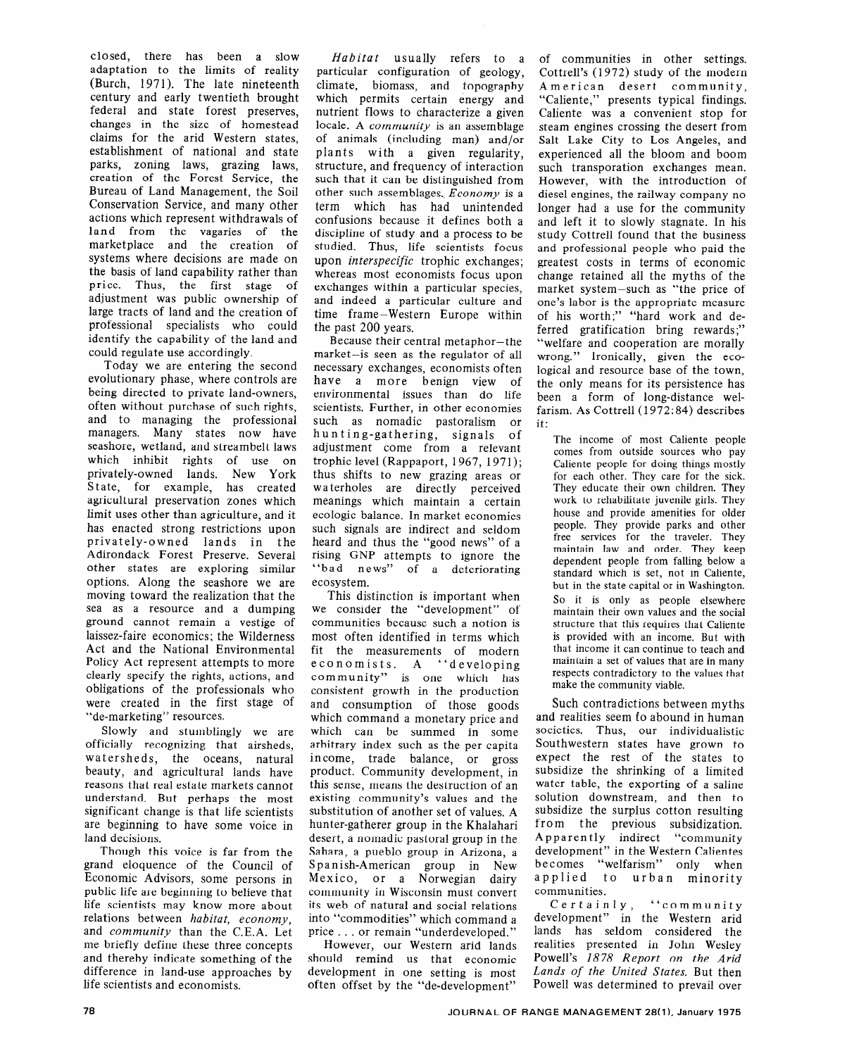closed, there has been a slow adaptation to the limits of reality (Burch, 1971). The late nineteenth century and early twentieth brought federal and state forest preserves, changes in the size of homestead claims for the arid Western states, establishment of national and state parks, zoning laws, grazing laws, creation of the Forest Service, the Bureau of Land Management, the Soil Conservation Service, and many other actions which represent withdrawals of land from the vagaries of the marketplace and the creation of systems where decisions are made on the basis of land capability rather than price. Thus, the first stage of adjustment was public ownership of large tracts of land and the creation of professional specialists who could identify the capability of the land and could regulate use accordingly.

Today we are entering the second evolutionary phase, where controls are being directed to private land-owners, often without purchase of such rights, and to managing the professional managers. Many states now have seashore, wetland, and streambelt laws which inhibit rights of use on privately-owned lands. New York State, for example, has created agricultural preservation zones which limit uses other than agriculture, and it has enacted strong restrictions upon privately-owned lands in the Adirondack Forest Preserve. Several other states are exploring similar options. Along the seashore we are moving toward the realization that the sea as a resource and a dumping ground cannot remain a vestige of laissez-faire economics; the Wilderness Act and the National Environmental Policy Act represent attempts to more clearly specify the rights, actions, and obligations of the professionals who were created in the first stage of "de-marketing" resources.

Slowly and stumblingly we are officially recognizing that airsheds, watersheds, the oceans, natural beauty, and agricultural lands have reasons that real estate markets cannot understand. But perhaps the most significant change is that life scientists are beginning to have some voice in land decisions.

Though this voice is far from the grand eloquence of the Council of Economic Advisors, some persons in public life are beginning to believe that life scientists may know more about relations between *habitat, economy,* and *community* than the C.E.A. Let me briefly define these three concepts and thereby indicate something of the difference in land-use approaches by life scientists and economists.

*Habitat* usually refers to a particular configuration of geology, climate, biomass, and topography which permits certain energy and nutrient flows to characterize a given locale. A *community* is an assemblage of animals (including man) and/or plants with a given regularity, structure, and frequency of interaction such that it can be distinguished from other such assemblages. *Economy* is a term which has had unintended confusions because it defines both a discipline of study and a process to be studied. Thus, life scientists focus upon *interspecific* trophic exchanges; whereas most economists focus upon exchanges within a particular species, and indeed a particular culture and time frame—Western Europe within the past 200 years.

Because their central metaphor—the market—is seen as the regulator of all necessary exchanges, economists often have a more benign view of environmental issues than do life scientists. Further, in other economies such as nomadic pastoralism or hunting-gathering, signals of adjustment come from a relevant trophic level (Rappaport, 1967, 1971); thus shifts to new grazing areas or waterholes are directly perceived meanings which maintain a certain ecologic balance. In market economies such signals are indirect and seldom heard and thus the "good news" of a rising GNP attempts to ignore the "bad news" of a deteriorating ecosystem.

This distinction is important when we consider the "development" of communities because such a notion is most often identified in terms which fit the measurements of modern economists. A "developing community" is one which has consistent growth in the production and consumption of those goods which command a monetary price and which can be summed in some arbitrary index such as the per capita income, trade balance, or gross product. Community development, in this sense, means the destruction of an existing community's values and the substitution of another set of values. A hunter-gatherer group in the Khalahari desert, a nomadic pastoral group in the Sahara, a pueblo group in Arizona, a Spanish-American group in New Mexico, or a Norwegian dairy community in Wisconsin must convert its web of natural and social relations into "commodities" which command a price . . . or remain "underdeveloped."

However, our Western arid lands should remind us that economic development in one setting is most often offset by the "de-development" of communities in other settings. Cottrell's (1972) study of the modern American desert community, "Caliente," presents typical findings. Caliente was a convenient stop for steam engines crossing the desert from Salt Lake City to Los Angeles, and experienced all the bloom and boom such transporation exchanges mean. However, with the introduction of diesel engines, the railway company no longer had a use for the community and left it to slowly stagnate. In his study Cottrell found that the business and professional people who paid the greatest costs in terms of economic change retained all the myths of the market system—such as "the price of one's labor is the appropriate measure of his worth;" "hard work and deferred gratification bring rewards;" "welfare and cooperation are morally wrong." Ironically, given the ecological and resource base of the town, the only means for its persistence has been a form of long-distance welfarism. As Cottrell (1972:84) describes it:

> The income of most Caliente people comes from outside sources who pay Caliente people for doing things mostly for each other. They care for the sick. They educate their own children. They work to rehabilitate juvenile girls. They house and provide amenities for older people. They provide parks and other free services for the traveler. They maintain law and order. They keep dependent people from falling below a standard which is set, not in Caliente, but in the state capital or in Washington.
>
> So it is only as people elsewhere maintain their own values and the social structure that this requires that Caliente is provided with an income. But with that income it can continue to teach and maintain a set of values that are in many respects contradictory to the values that make the community viable.

Such contradictions between myths and realities seem to abound in human societies. Thus, our individualistic Southwestern states have grown to expect the rest of the states to subsidize the shrinking of a limited water table, the exporting of a saline solution downstream, and then to subsidize the surplus cotton resulting from the previous subsidization. Apparently indirect "community development" in the Western Calientes becomes "welfarism" only when applied to urban minority communities.

Certainly, "community development" in the Western arid lands has seldom considered the realities presented in John Wesley Powell's *1878 Report on the Arid Lands of the United States.* But then Powell was determined to prevail over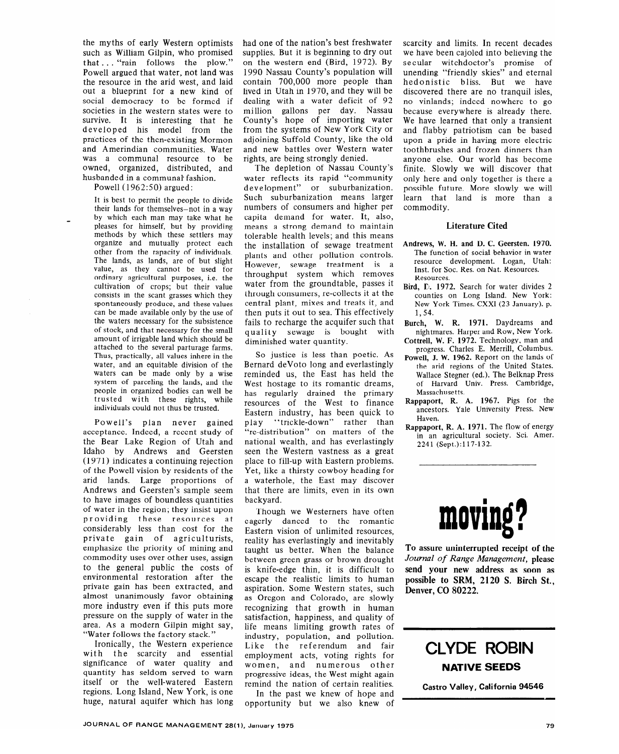the myths of early Western optimists such as William Gilpin, who promised that... "rain follows the plow." Powell argued that water, not land was the resource in the arid west, and laid out a blueprint for a new kind of social democracy to be formed if societies in the western states were to survive. It is interesting that he developed his model from the practices of the then-existing Mormon and Amerindian communities. Water was a communal resource to be owned, organized, distributed, and husbanded in a communal fashion.

Powell (1962:50) argued:

> It is best to permit the people to divide their lands for themselves—not in a way by which each man may take what he pleases for himself, but by providing methods by which these settlers may organize and mutually protect each other from the rapacity of individuals. The lands, as lands, are of but slight value, as they cannot be used for ordinary agricultural purposes, i.e. the cultivation of crops; but their value consists in the scant grasses which they spontaneously produce, and these values can be made available only by the use of the waters necessary for the subsistence of stock, and that necessary for the small amount of irrigable land which should be attached to the several parturage farms. Thus, practically, all values inhere in the water, and an equitable division of the waters can be made only by a wise system of parceling the lands, and the people in organized bodies can well be trusted with these rights, while individuals could not thus be trusted.

Powell's plan never gained acceptance. Indeed, a recent study of the Bear Lake Region of Utah and Idaho by Andrews and Geersten (1971) indicates a continuing rejection of the Powell vision by residents of the arid lands. Large proportions of Andrews and Geersten's sample seem to have images of boundless quantities of water in the region; they insist upon providing these resources at considerably less than cost for the private gain of agriculturists, emphasize the priority of mining and commodity uses over other uses, assign to the general public the costs of environmental restoration after the private gain has been extracted, and almost unanimously favor obtaining more industry even if this puts more pressure on the supply of water in the area. As a modern Gilpin might say, "Water follows the factory stack."

Ironically, the Western experience with the scarcity and essential significance of water quality and quantity has seldom served to warn itself or the well-watered Eastern regions. Long Island, New York, is one huge, natural aquifer which has long had one of the nation's best freshwater supplies. But it is beginning to dry out on the western end (Bird, 1972). By 1990 Nassau County's population will contain 700,000 more people than lived in Utah in 1970, and they will be dealing with a water deficit of 92 million gallons per day. Nassau County's hope of importing water from the systems of New York City or adjoining Suffold County, like the old and new battles over Western water rights, are being strongly denied.

The depletion of Nassau County's water reflects its rapid "community development" or suburbanization. Such suburbanization means larger numbers of consumers and higher per capita demand for water. It, also, means a strong demand to maintain tolerable health levels; and this means the installation of sewage treatment plants and other pollution controls. However, sewage treatment is a throughput system which removes water from the groundtable, passes it through consumers, re-collects it at the central plant, mixes and treats it, and then puts it out to sea. This effectively fails to recharge the acquifer such that quality sewage is bought with diminished water quantity.

So justice is less than poetic. As Bernard deVoto long and everlastingly reminded us, the East has held the West hostage to its romantic dreams, has regularly drained the primary resources of the West to finance Eastern industry, has been quick to play "trickle-down" rather than "re-distribution" on matters of the national wealth, and has everlastingly seen the Western vastness as a great place to fill-up with Eastern problems. Yet, like a thirsty cowboy heading for a waterhole, the East may discover that there are limits, even in its own backyard.

Though we Westerners have often eagerly danced to the romantic Eastern vision of unlimited resources, reality has everlastingly and inevitably taught us better. When the balance between green grass or brown drought is knife-edge thin, it is difficult to escape the realistic limits to human aspiration. Some Western states, such as Oregon and Colorado, are slowly recognizing that growth in human satisfaction, happiness, and quality of life means limiting growth rates of industry, population, and pollution. Like the referendum and fair employment acts, voting rights for women, and numerous other progressive ideas, the West might again remind the nation of certain realities.

In the past we knew of hope and opportunity but we also knew of scarcity and limits. In recent decades we have been cajoled into believing the secular witchdoctor's promise of unending "friendly skies" and eternal hedonistic bliss. But we have discovered there are no tranquil isles, no vinlands; indeed nowhere to go because everywhere is already there. We have learned that only a transient and flabby patriotism can be based upon a pride in having more electric toothbrushes and frozen dinners than anyone else. Our world has become finite. Slowly we will discover that only here and only together is there a possible future. More slowly we will learn that land is more than a commodity.

## Literature Cited

**Andrews, W. H. and D. C. Geersten. 1970.** The function of social behavior in water resource development. Logan, Utah: Inst. for Soc. Res. on Nat. Resources.

**Bird, D. 1972.** Search for water divides 2 counties on Long Island. New York: New York Times. CXXI (23 January). p. 1, 54.

**Burch, W. R. 1971.** Daydreams and nightmares. Harper and Row, New York.

**Cottrell, W. F. 1972.** Technology, man and progress. Charles E. Merrill, Columbus.

**Powell, J. W. 1962.** Report on the lands of the arid regions of the United States. Wallace Stegner (ed.). The Belknap Press of Harvard Univ. Press. Cambridge, Massachusetts.

**Rappaport, R. A. 1967.** Pigs for the ancestors. Yale University Press. New Haven.

**Rappaport, R. A. 1971.** The flow of energy in an agricultural society. Sci. Amer. 2241 (Sept.):117-132.

---

**moving?**

**To assure uninterrupted receipt of the *Journal of Range Management*, please send your new address as soon as possible to SRM, 2120 S. Birch St., Denver, CO 80222.**

---

**CLYDE ROBIN**

**NATIVE SEEDS**

**Castro Valley, California 94546**